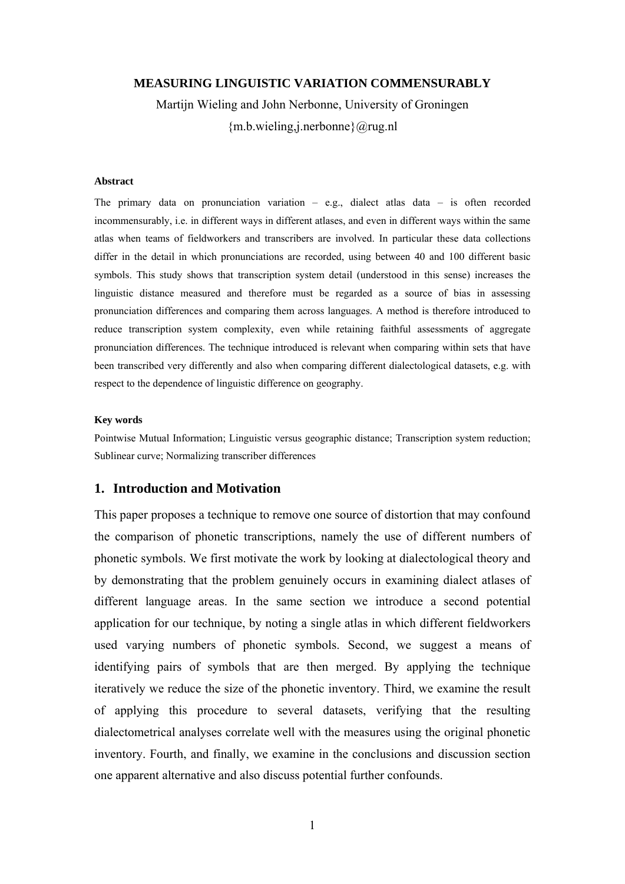# MEASURING LINGUISTIC VARIATION COMMENSURABLY

Martijn Wieling and John Nerbonne, University of Groningen

{m.b.wieling,j.nerbonne}@rug.nl

**Abstract**

The primary data on pronunciation variation – e.g., dialect atlas data – is often recorded incommensurably, i.e. in different ways in different atlases, and even in different ways within the same atlas when teams of fieldworkers and transcribers are involved. In particular these data collections differ in the detail in which pronunciations are recorded, using between 40 and 100 different basic symbols. This study shows that transcription system detail (understood in this sense) increases the linguistic distance measured and therefore must be regarded as a source of bias in assessing pronunciation differences and comparing them across languages. A method is therefore introduced to reduce transcription system complexity, even while retaining faithful assessments of aggregate pronunciation differences. The technique introduced is relevant when comparing within sets that have been transcribed very differently and also when comparing different dialectological datasets, e.g. with respect to the dependence of linguistic difference on geography.

**Key words**

Pointwise Mutual Information; Linguistic versus geographic distance; Transcription system reduction; Sublinear curve; Normalizing transcriber differences

## 1. Introduction and Motivation

This paper proposes a technique to remove one source of distortion that may confound the comparison of phonetic transcriptions, namely the use of different numbers of phonetic symbols. We first motivate the work by looking at dialectological theory and by demonstrating that the problem genuinely occurs in examining dialect atlases of different language areas. In the same section we introduce a second potential application for our technique, by noting a single atlas in which different fieldworkers used varying numbers of phonetic symbols. Second, we suggest a means of identifying pairs of symbols that are then merged. By applying the technique iteratively we reduce the size of the phonetic inventory. Third, we examine the result of applying this procedure to several datasets, verifying that the resulting dialectometrical analyses correlate well with the measures using the original phonetic inventory. Fourth, and finally, we examine in the conclusions and discussion section one apparent alternative and also discuss potential further confounds.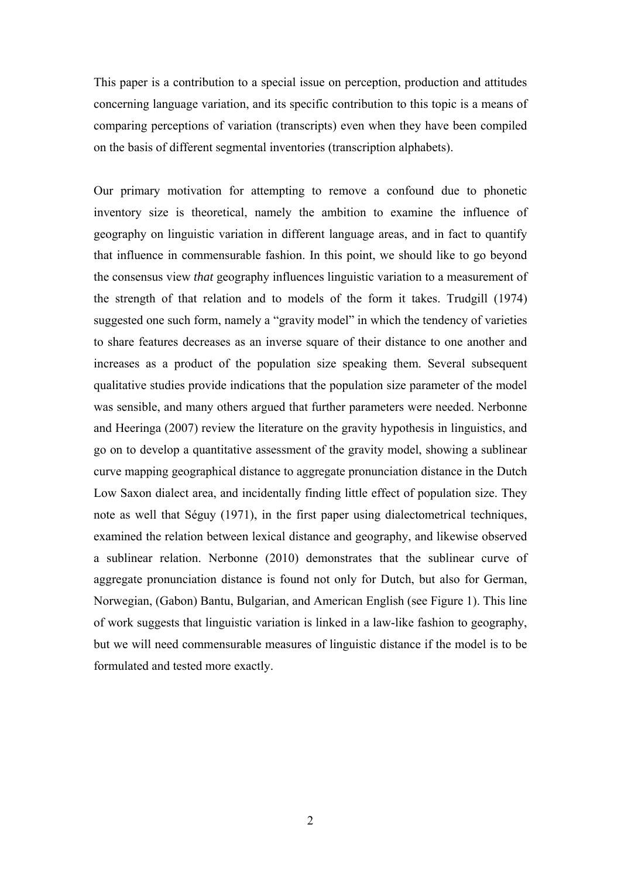This paper is a contribution to a special issue on perception, production and attitudes concerning language variation, and its specific contribution to this topic is a means of comparing perceptions of variation (transcripts) even when they have been compiled on the basis of different segmental inventories (transcription alphabets).

Our primary motivation for attempting to remove a confound due to phonetic inventory size is theoretical, namely the ambition to examine the influence of geography on linguistic variation in different language areas, and in fact to quantify that influence in commensurable fashion. In this point, we should like to go beyond the consensus view *that* geography influences linguistic variation to a measurement of the strength of that relation and to models of the form it takes. Trudgill (1974) suggested one such form, namely a "gravity model" in which the tendency of varieties to share features decreases as an inverse square of their distance to one another and increases as a product of the population size speaking them. Several subsequent qualitative studies provide indications that the population size parameter of the model was sensible, and many others argued that further parameters were needed. Nerbonne and Heeringa (2007) review the literature on the gravity hypothesis in linguistics, and go on to develop a quantitative assessment of the gravity model, showing a sublinear curve mapping geographical distance to aggregate pronunciation distance in the Dutch Low Saxon dialect area, and incidentally finding little effect of population size. They note as well that Séguy (1971), in the first paper using dialectometrical techniques, examined the relation between lexical distance and geography, and likewise observed a sublinear relation. Nerbonne (2010) demonstrates that the sublinear curve of aggregate pronunciation distance is found not only for Dutch, but also for German, Norwegian, (Gabon) Bantu, Bulgarian, and American English (see Figure 1). This line of work suggests that linguistic variation is linked in a law-like fashion to geography, but we will need commensurable measures of linguistic distance if the model is to be formulated and tested more exactly.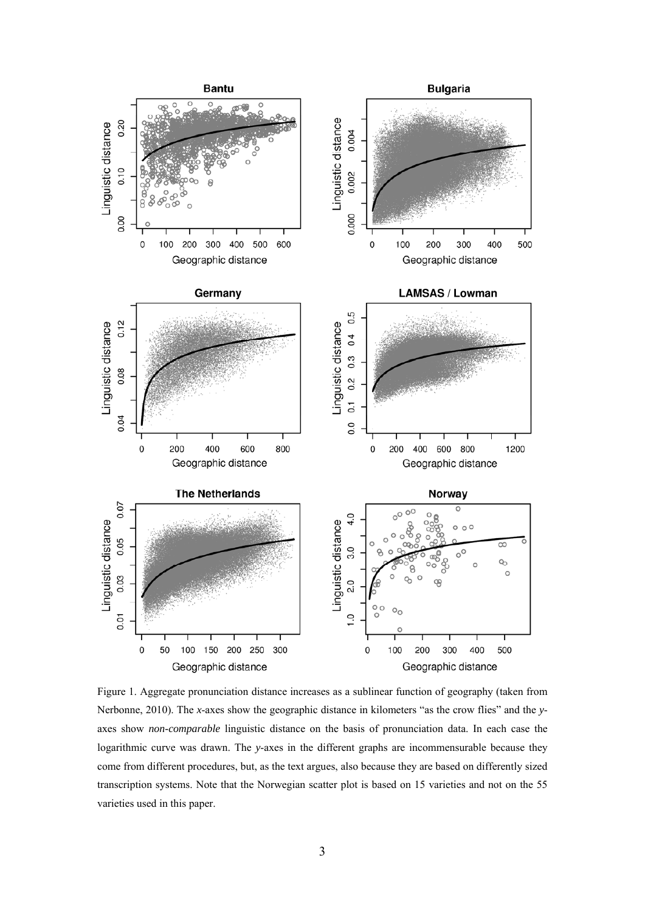Figure 1. Aggregate pronunciation distance increases as a sublinear function of geography (taken from Nerbonne, 2010). The *x*-axes show the geographic distance in kilometers "as the crow flies" and the *y*-axes show *non-comparable* linguistic distance on the basis of pronunciation data. In each case the logarithmic curve was drawn. The *y*-axes in the different graphs are incommensurable because they come from different procedures, but, as the text argues, also because they are based on differently sized transcription systems. Note that the Norwegian scatter plot is based on 15 varieties and not on the 55 varieties used in this paper.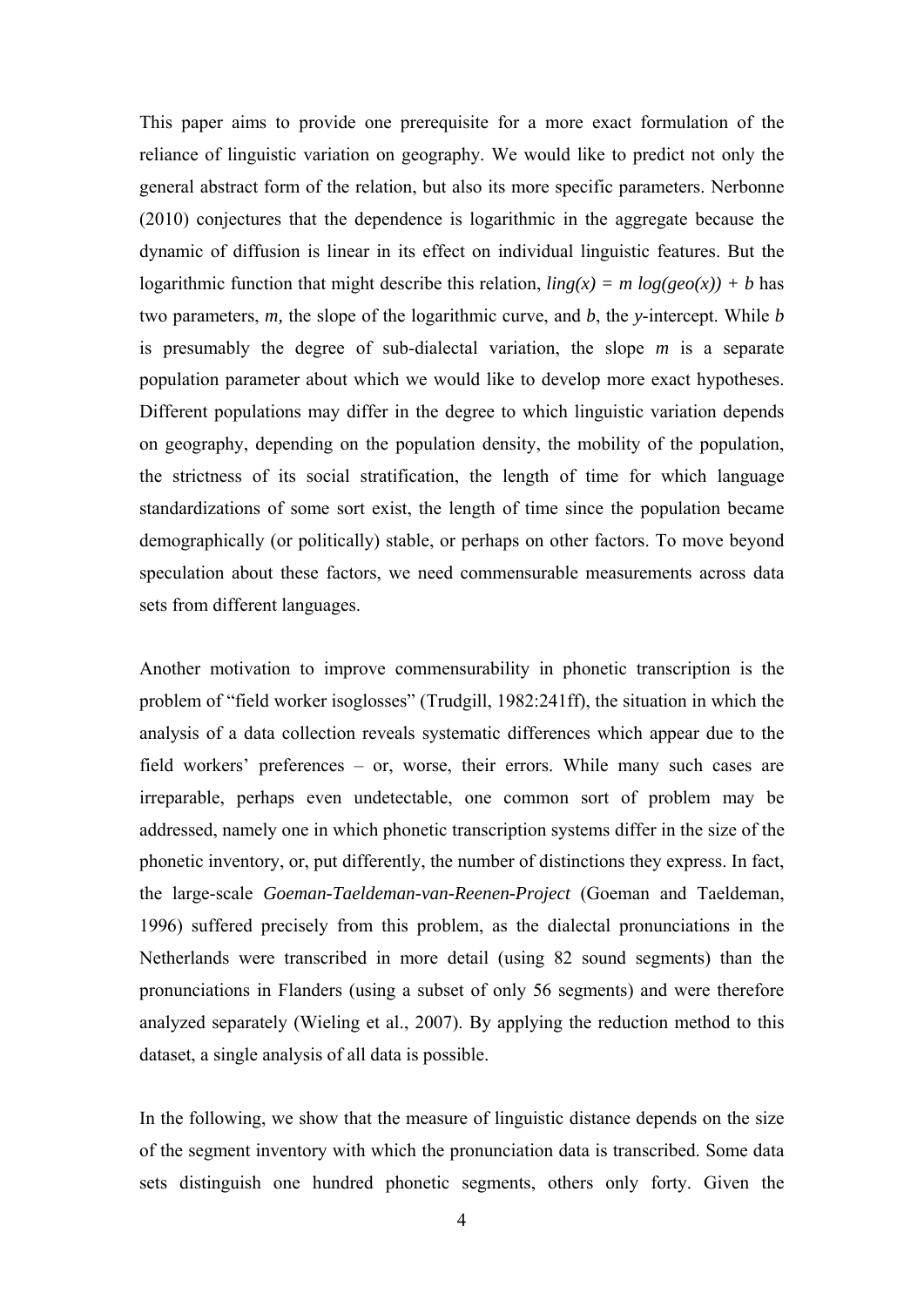This paper aims to provide one prerequisite for a more exact formulation of the reliance of linguistic variation on geography. We would like to predict not only the general abstract form of the relation, but also its more specific parameters. Nerbonne (2010) conjectures that the dependence is logarithmic in the aggregate because the dynamic of diffusion is linear in its effect on individual linguistic features. But the logarithmic function that might describe this relation, $ling(x) = m\ log(geo(x)) + b$ has two parameters, $m$, the slope of the logarithmic curve, and $b$, the $y$-intercept. While $b$ is presumably the degree of sub-dialectal variation, the slope $m$ is a separate population parameter about which we would like to develop more exact hypotheses. Different populations may differ in the degree to which linguistic variation depends on geography, depending on the population density, the mobility of the population, the strictness of its social stratification, the length of time for which language standardizations of some sort exist, the length of time since the population became demographically (or politically) stable, or perhaps on other factors. To move beyond speculation about these factors, we need commensurable measurements across data sets from different languages.

Another motivation to improve commensurability in phonetic transcription is the problem of "field worker isoglosses" (Trudgill, 1982:241ff), the situation in which the analysis of a data collection reveals systematic differences which appear due to the field workers' preferences – or, worse, their errors. While many such cases are irreparable, perhaps even undetectable, one common sort of problem may be addressed, namely one in which phonetic transcription systems differ in the size of the phonetic inventory, or, put differently, the number of distinctions they express. In fact, the large-scale *Goeman-Taeldeman-van-Reenen-Project* (Goeman and Taeldeman, 1996) suffered precisely from this problem, as the dialectal pronunciations in the Netherlands were transcribed in more detail (using 82 sound segments) than the pronunciations in Flanders (using a subset of only 56 segments) and were therefore analyzed separately (Wieling et al., 2007). By applying the reduction method to this dataset, a single analysis of all data is possible.

In the following, we show that the measure of linguistic distance depends on the size of the segment inventory with which the pronunciation data is transcribed. Some data sets distinguish one hundred phonetic segments, others only forty. Given the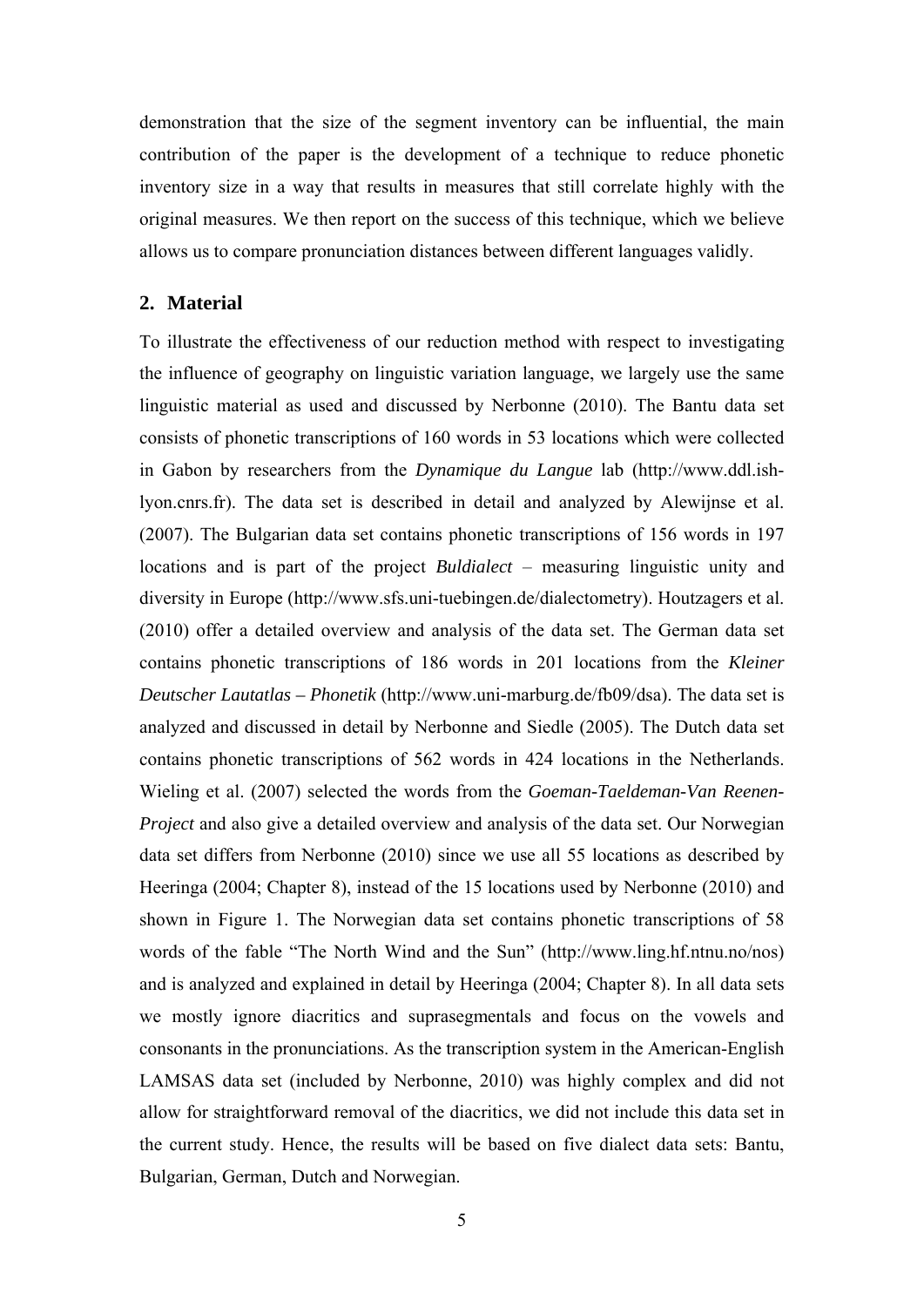demonstration that the size of the segment inventory can be influential, the main contribution of the paper is the development of a technique to reduce phonetic inventory size in a way that results in measures that still correlate highly with the original measures. We then report on the success of this technique, which we believe allows us to compare pronunciation distances between different languages validly.

## 2. Material

To illustrate the effectiveness of our reduction method with respect to investigating the influence of geography on linguistic variation language, we largely use the same linguistic material as used and discussed by Nerbonne (2010). The Bantu data set consists of phonetic transcriptions of 160 words in 53 locations which were collected in Gabon by researchers from the *Dynamique du Langue* lab (http://www.ddl.ish-lyon.cnrs.fr). The data set is described in detail and analyzed by Alewijnse et al. (2007). The Bulgarian data set contains phonetic transcriptions of 156 words in 197 locations and is part of the project *Buldialect* – measuring linguistic unity and diversity in Europe (http://www.sfs.uni-tuebingen.de/dialectometry). Houtzagers et al. (2010) offer a detailed overview and analysis of the data set. The German data set contains phonetic transcriptions of 186 words in 201 locations from the *Kleiner Deutscher Lautatlas – Phonetik* (http://www.uni-marburg.de/fb09/dsa). The data set is analyzed and discussed in detail by Nerbonne and Siedle (2005). The Dutch data set contains phonetic transcriptions of 562 words in 424 locations in the Netherlands. Wieling et al. (2007) selected the words from the *Goeman-Taeldeman-Van Reenen-Project* and also give a detailed overview and analysis of the data set. Our Norwegian data set differs from Nerbonne (2010) since we use all 55 locations as described by Heeringa (2004; Chapter 8), instead of the 15 locations used by Nerbonne (2010) and shown in Figure 1. The Norwegian data set contains phonetic transcriptions of 58 words of the fable "The North Wind and the Sun" (http://www.ling.hf.ntnu.no/nos) and is analyzed and explained in detail by Heeringa (2004; Chapter 8). In all data sets we mostly ignore diacritics and suprasegmentals and focus on the vowels and consonants in the pronunciations. As the transcription system in the American-English LAMSAS data set (included by Nerbonne, 2010) was highly complex and did not allow for straightforward removal of the diacritics, we did not include this data set in the current study. Hence, the results will be based on five dialect data sets: Bantu, Bulgarian, German, Dutch and Norwegian.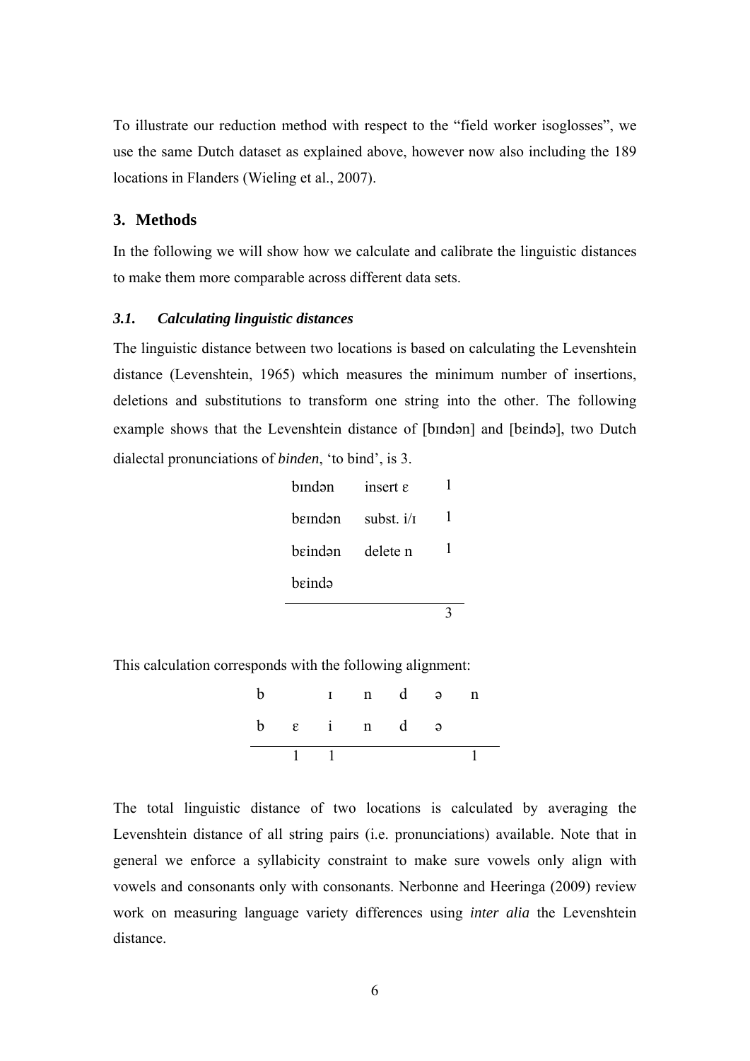To illustrate our reduction method with respect to the “field worker isoglosses”, we use the same Dutch dataset as explained above, however now also including the 189 locations in Flanders (Wieling et al., 2007).

## 3. Methods

In the following we will show how we calculate and calibrate the linguistic distances to make them more comparable across different data sets.

### *3.1. Calculating linguistic distances*

The linguistic distance between two locations is based on calculating the Levenshtein distance (Levenshtein, 1965) which measures the minimum number of insertions, deletions and substitutions to transform one string into the other. The following example shows that the Levenshtein distance of [bɪndən] and [bɛində], two Dutch dialectal pronunciations of *binden*, ‘to bind’, is 3.

| | | |
|---|---|---|
| bɪndən | insert ɛ | 1 |
| bɛɪndən | subst. i/ɪ | 1 |
| bɛindən | delete n | 1 |
| bɛində | | |
| | | 3 |

This calculation corresponds with the following alignment:

| | | | | | | |
|---|---|---|---|---|---|---|
| b | | ɪ | n | d | ə | n |
| b | ɛ | i | n | d | ə | |
| | 1 | 1 | | | | 1 |

The total linguistic distance of two locations is calculated by averaging the Levenshtein distance of all string pairs (i.e. pronunciations) available. Note that in general we enforce a syllabicity constraint to make sure vowels only align with vowels and consonants only with consonants. Nerbonne and Heeringa (2009) review work on measuring language variety differences using *inter alia* the Levenshtein distance.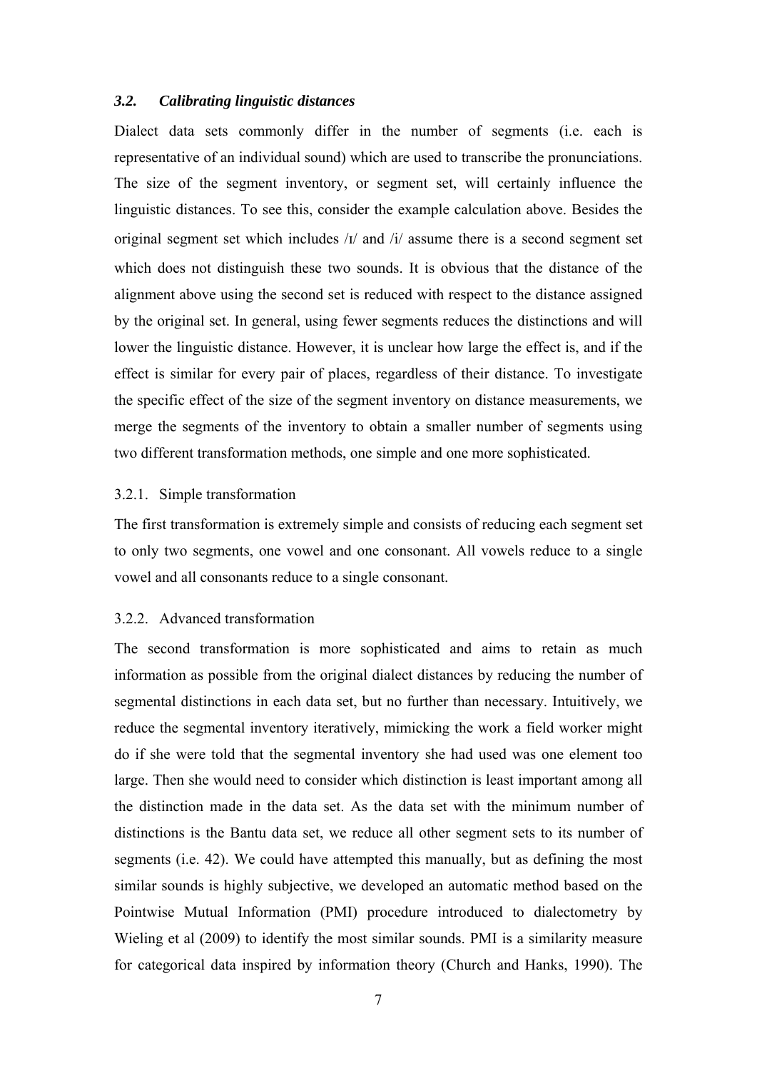### *3.2. Calibrating linguistic distances*

Dialect data sets commonly differ in the number of segments (i.e. each is representative of an individual sound) which are used to transcribe the pronunciations. The size of the segment inventory, or segment set, will certainly influence the linguistic distances. To see this, consider the example calculation above. Besides the original segment set which includes /ɪ/ and /i/ assume there is a second segment set which does not distinguish these two sounds. It is obvious that the distance of the alignment above using the second set is reduced with respect to the distance assigned by the original set. In general, using fewer segments reduces the distinctions and will lower the linguistic distance. However, it is unclear how large the effect is, and if the effect is similar for every pair of places, regardless of their distance. To investigate the specific effect of the size of the segment inventory on distance measurements, we merge the segments of the inventory to obtain a smaller number of segments using two different transformation methods, one simple and one more sophisticated.

#### 3.2.1. Simple transformation

The first transformation is extremely simple and consists of reducing each segment set to only two segments, one vowel and one consonant. All vowels reduce to a single vowel and all consonants reduce to a single consonant.

#### 3.2.2. Advanced transformation

The second transformation is more sophisticated and aims to retain as much information as possible from the original dialect distances by reducing the number of segmental distinctions in each data set, but no further than necessary. Intuitively, we reduce the segmental inventory iteratively, mimicking the work a field worker might do if she were told that the segmental inventory she had used was one element too large. Then she would need to consider which distinction is least important among all the distinction made in the data set. As the data set with the minimum number of distinctions is the Bantu data set, we reduce all other segment sets to its number of segments (i.e. 42). We could have attempted this manually, but as defining the most similar sounds is highly subjective, we developed an automatic method based on the Pointwise Mutual Information (PMI) procedure introduced to dialectometry by Wieling et al (2009) to identify the most similar sounds. PMI is a similarity measure for categorical data inspired by information theory (Church and Hanks, 1990). The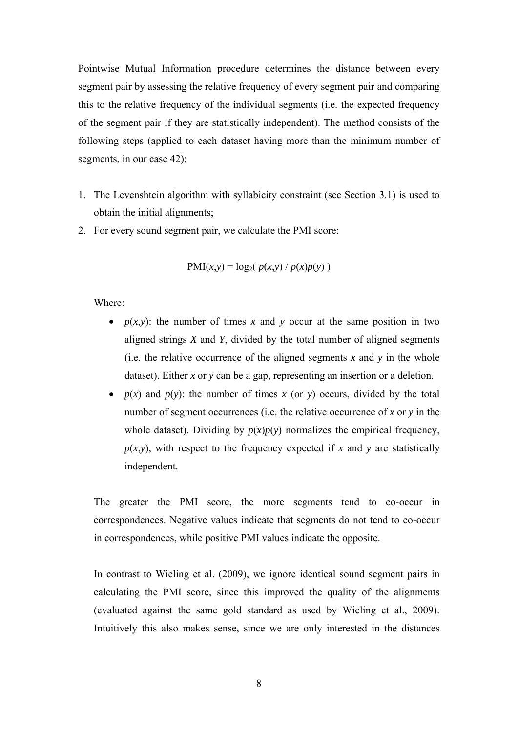Pointwise Mutual Information procedure determines the distance between every segment pair by assessing the relative frequency of every segment pair and comparing this to the relative frequency of the individual segments (i.e. the expected frequency of the segment pair if they are statistically independent). The method consists of the following steps (applied to each dataset having more than the minimum number of segments, in our case 42):

1. The Levenshtein algorithm with syllabicity constraint (see Section 3.1) is used to obtain the initial alignments;
2. For every sound segment pair, we calculate the PMI score:

$$\text{PMI}(x,y) = \log_2(\ p(x,y) \ / \ p(x)p(y)\ )$$

   Where:

   - $p(x,y)$: the number of times $x$ and $y$ occur at the same position in two aligned strings $X$ and $Y$, divided by the total number of aligned segments (i.e. the relative occurrence of the aligned segments $x$ and $y$ in the whole dataset). Either $x$ or $y$ can be a gap, representing an insertion or a deletion.
   - $p(x)$ and $p(y)$: the number of times $x$ (or $y$) occurs, divided by the total number of segment occurrences (i.e. the relative occurrence of $x$ or $y$ in the whole dataset). Dividing by $p(x)p(y)$ normalizes the empirical frequency, $p(x,y)$, with respect to the frequency expected if $x$ and $y$ are statistically independent.

   The greater the PMI score, the more segments tend to co-occur in correspondences. Negative values indicate that segments do not tend to co-occur in correspondences, while positive PMI values indicate the opposite.

   In contrast to Wieling et al. (2009), we ignore identical sound segment pairs in calculating the PMI score, since this improved the quality of the alignments (evaluated against the same gold standard as used by Wieling et al., 2009). Intuitively this also makes sense, since we are only interested in the distances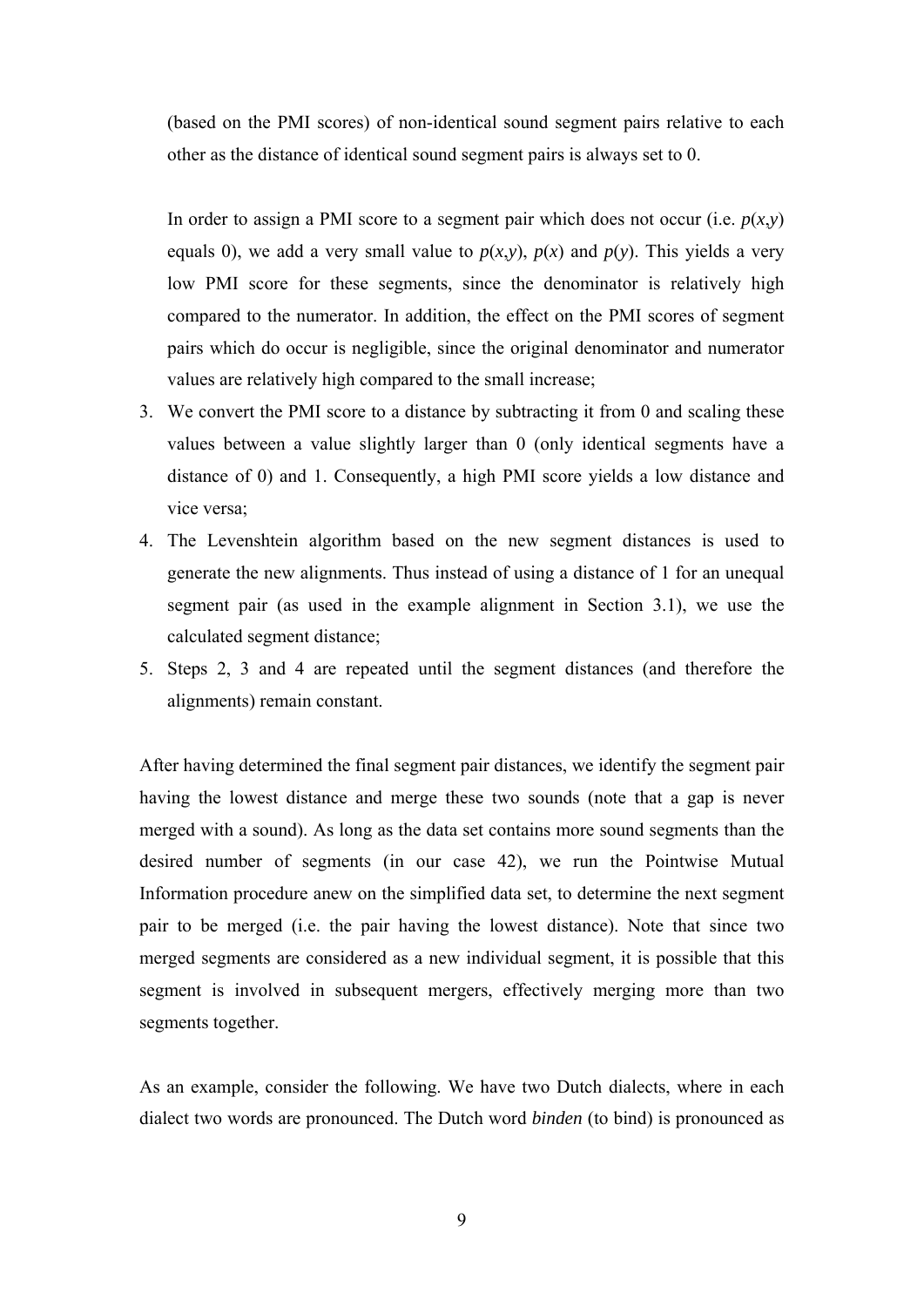(based on the PMI scores) of non-identical sound segment pairs relative to each other as the distance of identical sound segment pairs is always set to 0.

In order to assign a PMI score to a segment pair which does not occur (i.e. $p(x,y)$ equals 0), we add a very small value to $p(x,y)$, $p(x)$ and $p(y)$. This yields a very low PMI score for these segments, since the denominator is relatively high compared to the numerator. In addition, the effect on the PMI scores of segment pairs which do occur is negligible, since the original denominator and numerator values are relatively high compared to the small increase;

3. We convert the PMI score to a distance by subtracting it from 0 and scaling these values between a value slightly larger than 0 (only identical segments have a distance of 0) and 1. Consequently, a high PMI score yields a low distance and vice versa;
4. The Levenshtein algorithm based on the new segment distances is used to generate the new alignments. Thus instead of using a distance of 1 for an unequal segment pair (as used in the example alignment in Section 3.1), we use the calculated segment distance;
5. Steps 2, 3 and 4 are repeated until the segment distances (and therefore the alignments) remain constant.

After having determined the final segment pair distances, we identify the segment pair having the lowest distance and merge these two sounds (note that a gap is never merged with a sound). As long as the data set contains more sound segments than the desired number of segments (in our case 42), we run the Pointwise Mutual Information procedure anew on the simplified data set, to determine the next segment pair to be merged (i.e. the pair having the lowest distance). Note that since two merged segments are considered as a new individual segment, it is possible that this segment is involved in subsequent mergers, effectively merging more than two segments together.

As an example, consider the following. We have two Dutch dialects, where in each dialect two words are pronounced. The Dutch word *binden* (to bind) is pronounced as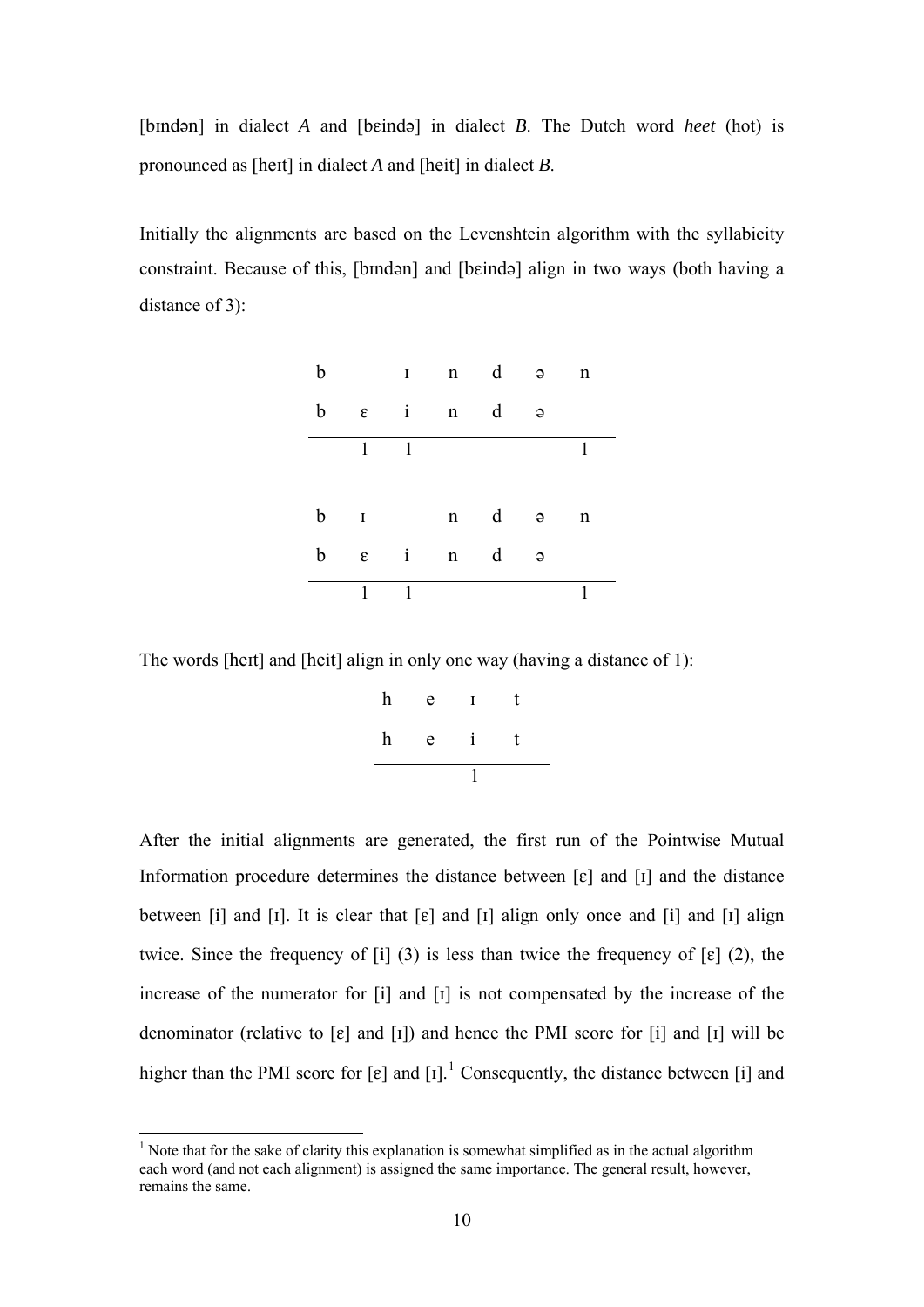[bɪndən] in dialect *A* and [bɛində] in dialect *B*. The Dutch word *heet* (hot) is pronounced as [heɪt] in dialect *A* and [heit] in dialect *B*.

Initially the alignments are based on the Levenshtein algorithm with the syllabicity constraint. Because of this, [bɪndən] and [bɛində] align in two ways (both having a distance of 3):

| b | | ɪ | n | d | ə | n |
|---|---|---|---|---|---|---|
| b | ɛ | i | n | d | ə | |
| | 1 | 1 | | | | 1 |

| b | ɪ | | n | d | ə | n |
|---|---|---|---|---|---|---|
| b | ɛ | i | n | d | ə | |
| | 1 | 1 | | | | 1 |

The words [heɪt] and [heit] align in only one way (having a distance of 1):

| h | e | ɪ | t |
|---|---|---|---|
| h | e | i | t |
| | | 1 | |

After the initial alignments are generated, the first run of the Pointwise Mutual Information procedure determines the distance between [ɛ] and [ɪ] and the distance between [i] and [ɪ]. It is clear that [ɛ] and [ɪ] align only once and [i] and [ɪ] align twice. Since the frequency of [i] (3) is less than twice the frequency of [ɛ] (2), the increase of the numerator for [i] and [ɪ] is not compensated by the increase of the denominator (relative to [ɛ] and [ɪ]) and hence the PMI score for [i] and [ɪ] will be higher than the PMI score for [ɛ] and [ɪ].[1] Consequently, the distance between [i] and

[1] Note that for the sake of clarity this explanation is somewhat simplified as in the actual algorithm each word (and not each alignment) is assigned the same importance. The general result, however, remains the same.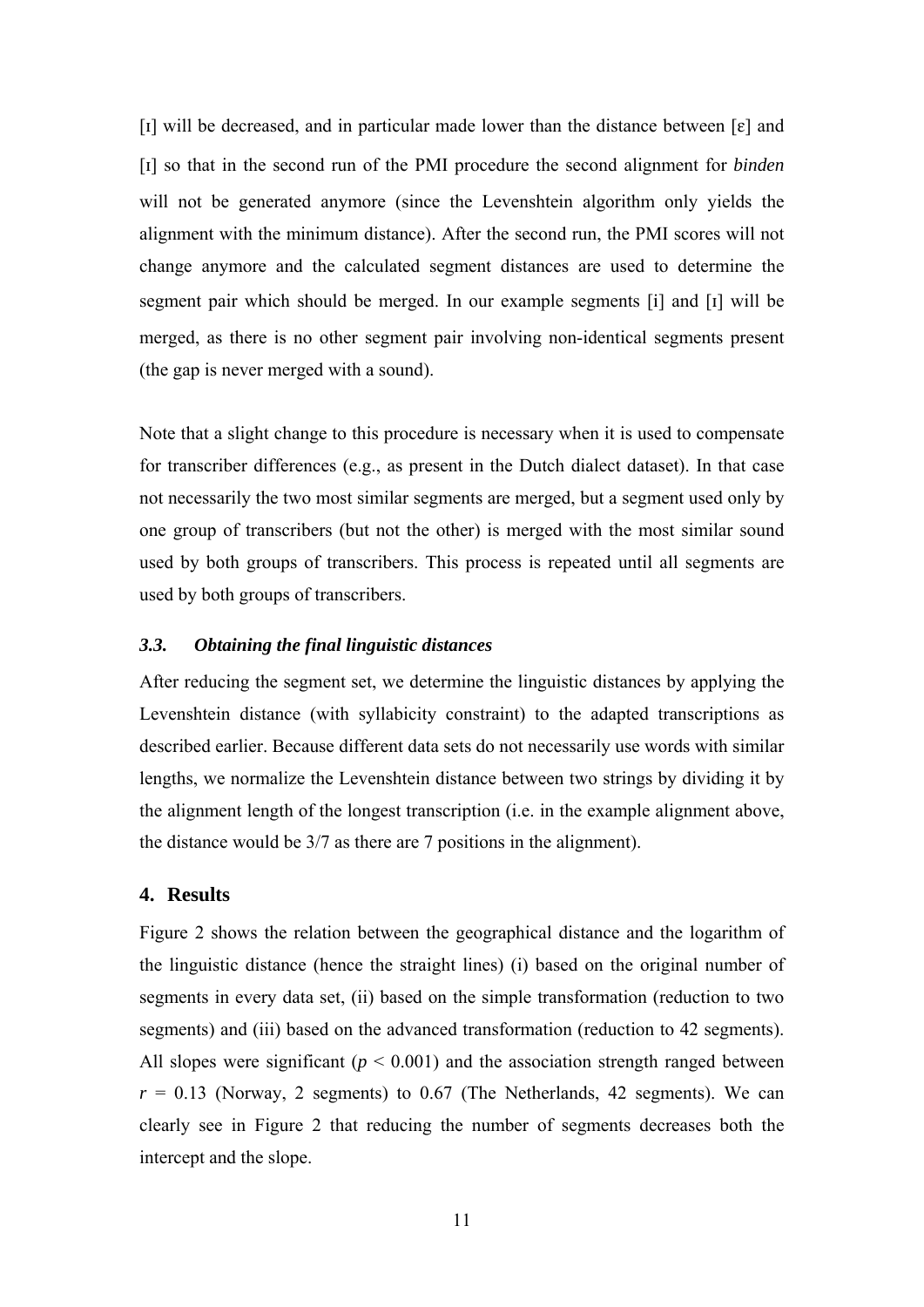[ɪ] will be decreased, and in particular made lower than the distance between [ɛ] and [ɪ] so that in the second run of the PMI procedure the second alignment for *binden* will not be generated anymore (since the Levenshtein algorithm only yields the alignment with the minimum distance). After the second run, the PMI scores will not change anymore and the calculated segment distances are used to determine the segment pair which should be merged. In our example segments [i] and [ɪ] will be merged, as there is no other segment pair involving non-identical segments present (the gap is never merged with a sound).

Note that a slight change to this procedure is necessary when it is used to compensate for transcriber differences (e.g., as present in the Dutch dialect dataset). In that case not necessarily the two most similar segments are merged, but a segment used only by one group of transcribers (but not the other) is merged with the most similar sound used by both groups of transcribers. This process is repeated until all segments are used by both groups of transcribers.

### *3.3. Obtaining the final linguistic distances*

After reducing the segment set, we determine the linguistic distances by applying the Levenshtein distance (with syllabicity constraint) to the adapted transcriptions as described earlier. Because different data sets do not necessarily use words with similar lengths, we normalize the Levenshtein distance between two strings by dividing it by the alignment length of the longest transcription (i.e. in the example alignment above, the distance would be 3/7 as there are 7 positions in the alignment).

## 4. Results

Figure 2 shows the relation between the geographical distance and the logarithm of the linguistic distance (hence the straight lines) (i) based on the original number of segments in every data set, (ii) based on the simple transformation (reduction to two segments) and (iii) based on the advanced transformation (reduction to 42 segments). All slopes were significant ($p < 0.001$) and the association strength ranged between $r = 0.13$ (Norway, 2 segments) to 0.67 (The Netherlands, 42 segments). We can clearly see in Figure 2 that reducing the number of segments decreases both the intercept and the slope.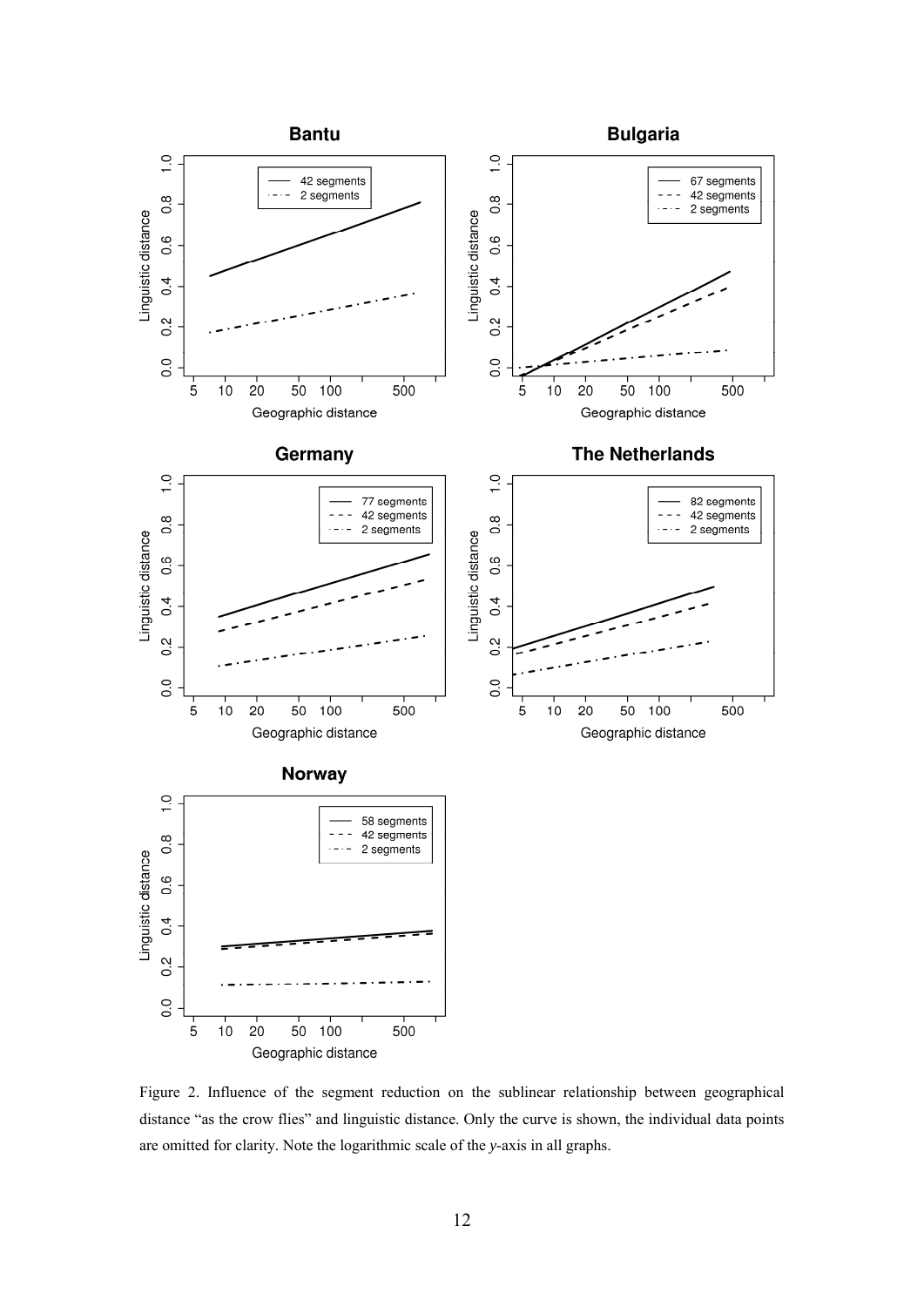Figure 2. Influence of the segment reduction on the sublinear relationship between geographical distance “as the crow flies” and linguistic distance. Only the curve is shown, the individual data points are omitted for clarity. Note the logarithmic scale of the *y*-axis in all graphs.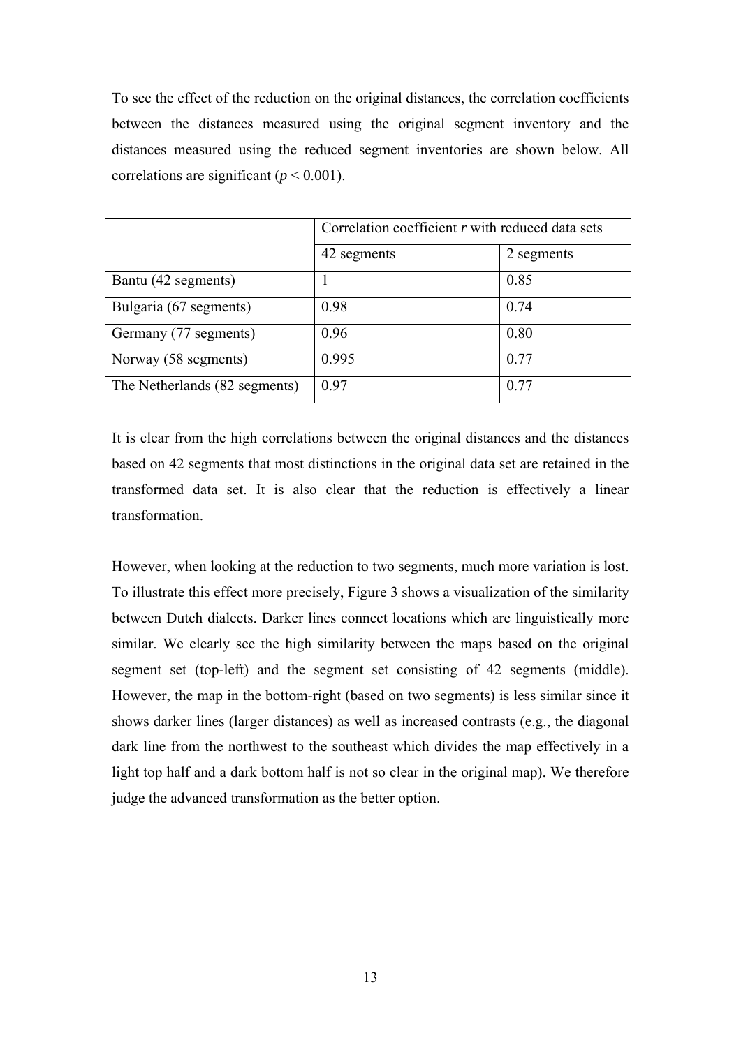To see the effect of the reduction on the original distances, the correlation coefficients between the distances measured using the original segment inventory and the distances measured using the reduced segment inventories are shown below. All correlations are significant ($p < 0.001$).

| | Correlation coefficient *r* with reduced data sets | |
|---|---|---|
| | 42 segments | 2 segments |
| Bantu (42 segments) | 1 | 0.85 |
| Bulgaria (67 segments) | 0.98 | 0.74 |
| Germany (77 segments) | 0.96 | 0.80 |
| Norway (58 segments) | 0.995 | 0.77 |
| The Netherlands (82 segments) | 0.97 | 0.77 |

It is clear from the high correlations between the original distances and the distances based on 42 segments that most distinctions in the original data set are retained in the transformed data set. It is also clear that the reduction is effectively a linear transformation.

However, when looking at the reduction to two segments, much more variation is lost. To illustrate this effect more precisely, Figure 3 shows a visualization of the similarity between Dutch dialects. Darker lines connect locations which are linguistically more similar. We clearly see the high similarity between the maps based on the original segment set (top-left) and the segment set consisting of 42 segments (middle). However, the map in the bottom-right (based on two segments) is less similar since it shows darker lines (larger distances) as well as increased contrasts (e.g., the diagonal dark line from the northwest to the southeast which divides the map effectively in a light top half and a dark bottom half is not so clear in the original map). We therefore judge the advanced transformation as the better option.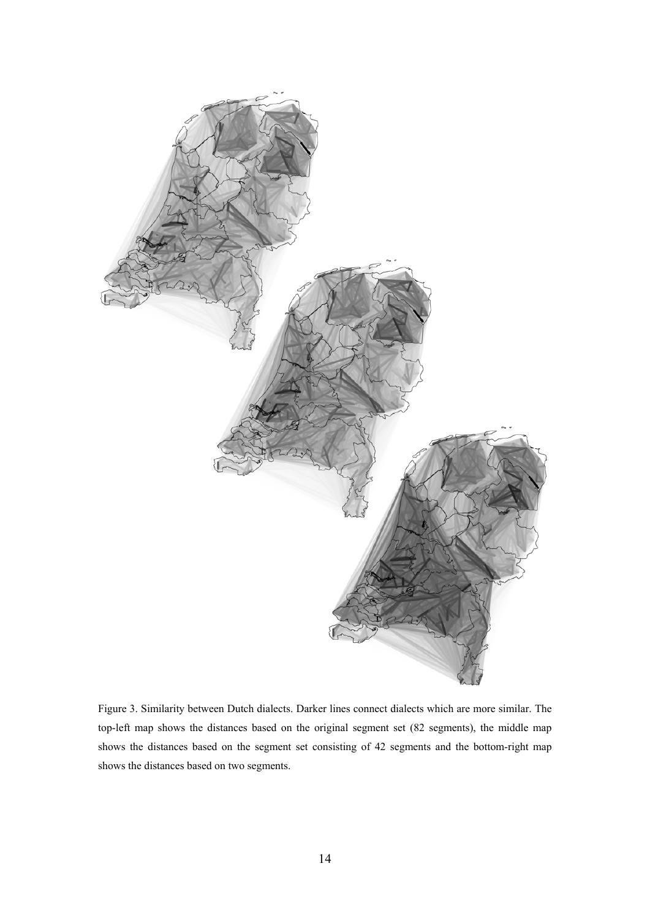Figure 3. Similarity between Dutch dialects. Darker lines connect dialects which are more similar. The top-left map shows the distances based on the original segment set (82 segments), the middle map shows the distances based on the segment set consisting of 42 segments and the bottom-right map shows the distances based on two segments.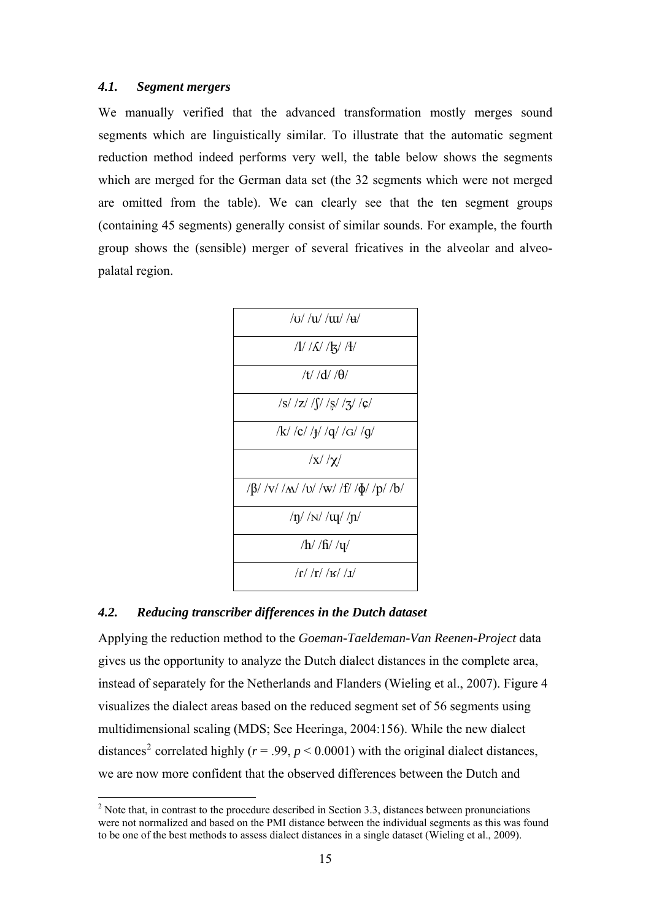### *4.1. Segment mergers*

We manually verified that the advanced transformation mostly merges sound segments which are linguistically similar. To illustrate that the automatic segment reduction method indeed performs very well, the table below shows the segments which are merged for the German data set (the 32 segments which were not merged are omitted from the table). We can clearly see that the ten segment groups (containing 45 segments) generally consist of similar sounds. For example, the fourth group shows the (sensible) merger of several fricatives in the alveolar and alveo-palatal region.

| |
|---|
| /ʊ/ /u/ /ɯ/ /ʉ/ |
| /l/ /ʎ/ /ɮ/ /ɬ/ |
| /t/ /d/ /θ/ |
| /s/ /z/ /ʃ/ /ʂ/ /ʒ/ /ç/ |
| /k/ /c/ /ɟ/ /q/ /ɢ/ /g/ |
| /x/ /χ/ |
| /β/ /v/ /ʍ/ /ʋ/ /w/ /f/ /ɸ/ /p/ /b/ |
| /ŋ/ /ɴ/ /ɰ/ /ɲ/ |
| /h/ /ɦ/ /ɥ/ |
| /ɾ/ /r/ /ʁ/ /ɹ/ |

### *4.2. Reducing transcriber differences in the Dutch dataset*

Applying the reduction method to the *Goeman-Taeldeman-Van Reenen-Project* data gives us the opportunity to analyze the Dutch dialect distances in the complete area, instead of separately for the Netherlands and Flanders (Wieling et al., 2007). Figure 4 visualizes the dialect areas based on the reduced segment set of 56 segments using multidimensional scaling (MDS; See Heeringa, 2004:156). While the new dialect distances[2] correlated highly ($r = .99$, $p < 0.0001$) with the original dialect distances, we are now more confident that the observed differences between the Dutch and

[2] Note that, in contrast to the procedure described in Section 3.3, distances between pronunciations were not normalized and based on the PMI distance between the individual segments as this was found to be one of the best methods to assess dialect distances in a single dataset (Wieling et al., 2009).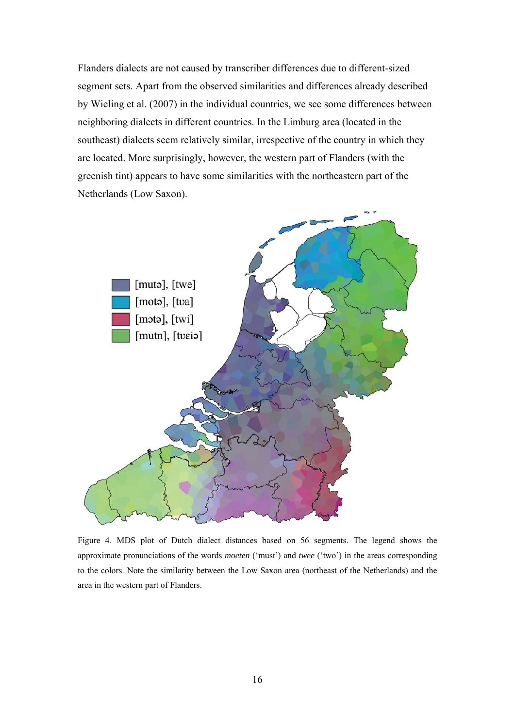Flanders dialects are not caused by transcriber differences due to different-sized segment sets. Apart from the observed similarities and differences already described by Wieling et al. (2007) in the individual countries, we see some differences between neighboring dialects in different countries. In the Limburg area (located in the southeast) dialects seem relatively similar, irrespective of the country in which they are located. More surprisingly, however, the western part of Flanders (with the greenish tint) appears to have some similarities with the northeastern part of the Netherlands (Low Saxon).

Figure 4. MDS plot of Dutch dialect distances based on 56 segments. The legend shows the approximate pronunciations of the words *moeten* ('must') and *twee* ('two') in the areas corresponding to the colors. Note the similarity between the Low Saxon area (northeast of the Netherlands) and the area in the western part of Flanders.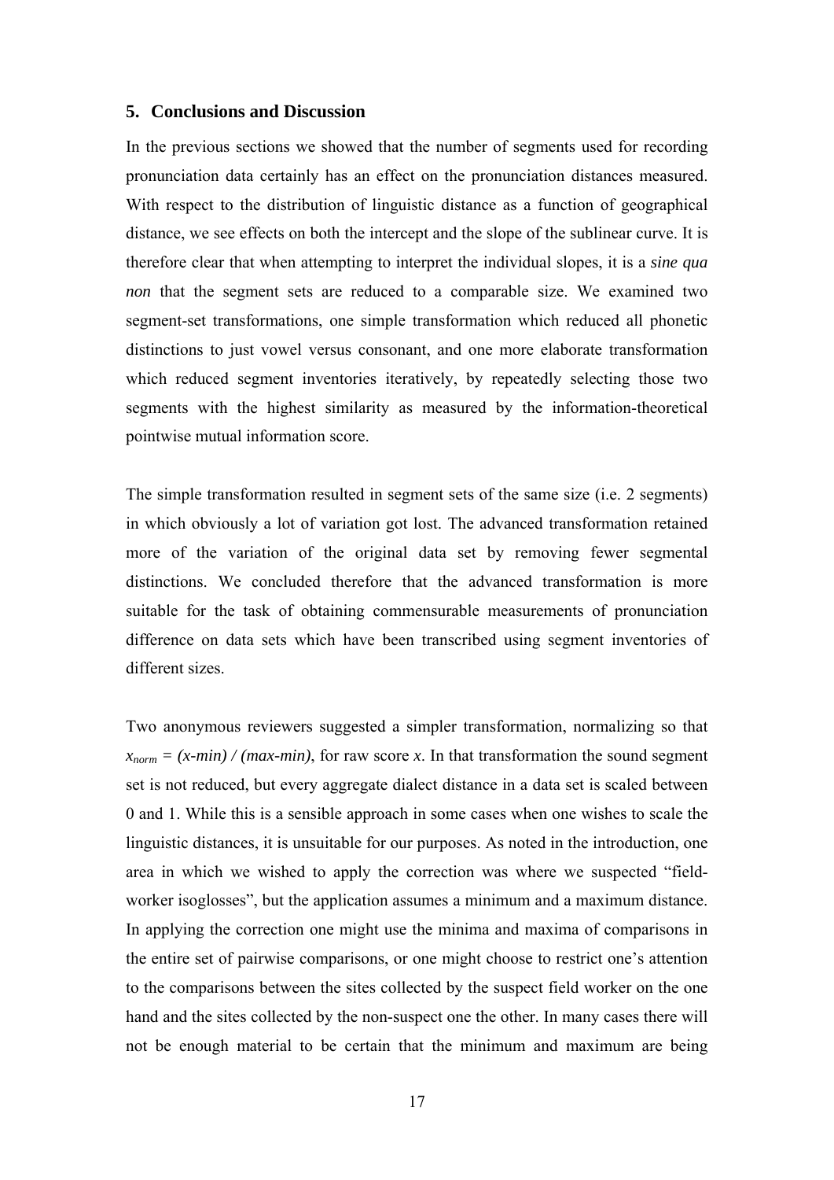## 5. Conclusions and Discussion

In the previous sections we showed that the number of segments used for recording pronunciation data certainly has an effect on the pronunciation distances measured. With respect to the distribution of linguistic distance as a function of geographical distance, we see effects on both the intercept and the slope of the sublinear curve. It is therefore clear that when attempting to interpret the individual slopes, it is a *sine qua non* that the segment sets are reduced to a comparable size. We examined two segment-set transformations, one simple transformation which reduced all phonetic distinctions to just vowel versus consonant, and one more elaborate transformation which reduced segment inventories iteratively, by repeatedly selecting those two segments with the highest similarity as measured by the information-theoretical pointwise mutual information score.

The simple transformation resulted in segment sets of the same size (i.e. 2 segments) in which obviously a lot of variation got lost. The advanced transformation retained more of the variation of the original data set by removing fewer segmental distinctions. We concluded therefore that the advanced transformation is more suitable for the task of obtaining commensurable measurements of pronunciation difference on data sets which have been transcribed using segment inventories of different sizes.

Two anonymous reviewers suggested a simpler transformation, normalizing so that $x_{norm} = (x - min) / (max - min)$, for raw score $x$. In that transformation the sound segment set is not reduced, but every aggregate dialect distance in a data set is scaled between 0 and 1. While this is a sensible approach in some cases when one wishes to scale the linguistic distances, it is unsuitable for our purposes. As noted in the introduction, one area in which we wished to apply the correction was where we suspected "field-worker isoglosses", but the application assumes a minimum and a maximum distance. In applying the correction one might use the minima and maxima of comparisons in the entire set of pairwise comparisons, or one might choose to restrict one's attention to the comparisons between the sites collected by the suspect field worker on the one hand and the sites collected by the non-suspect one the other. In many cases there will not be enough material to be certain that the minimum and maximum are being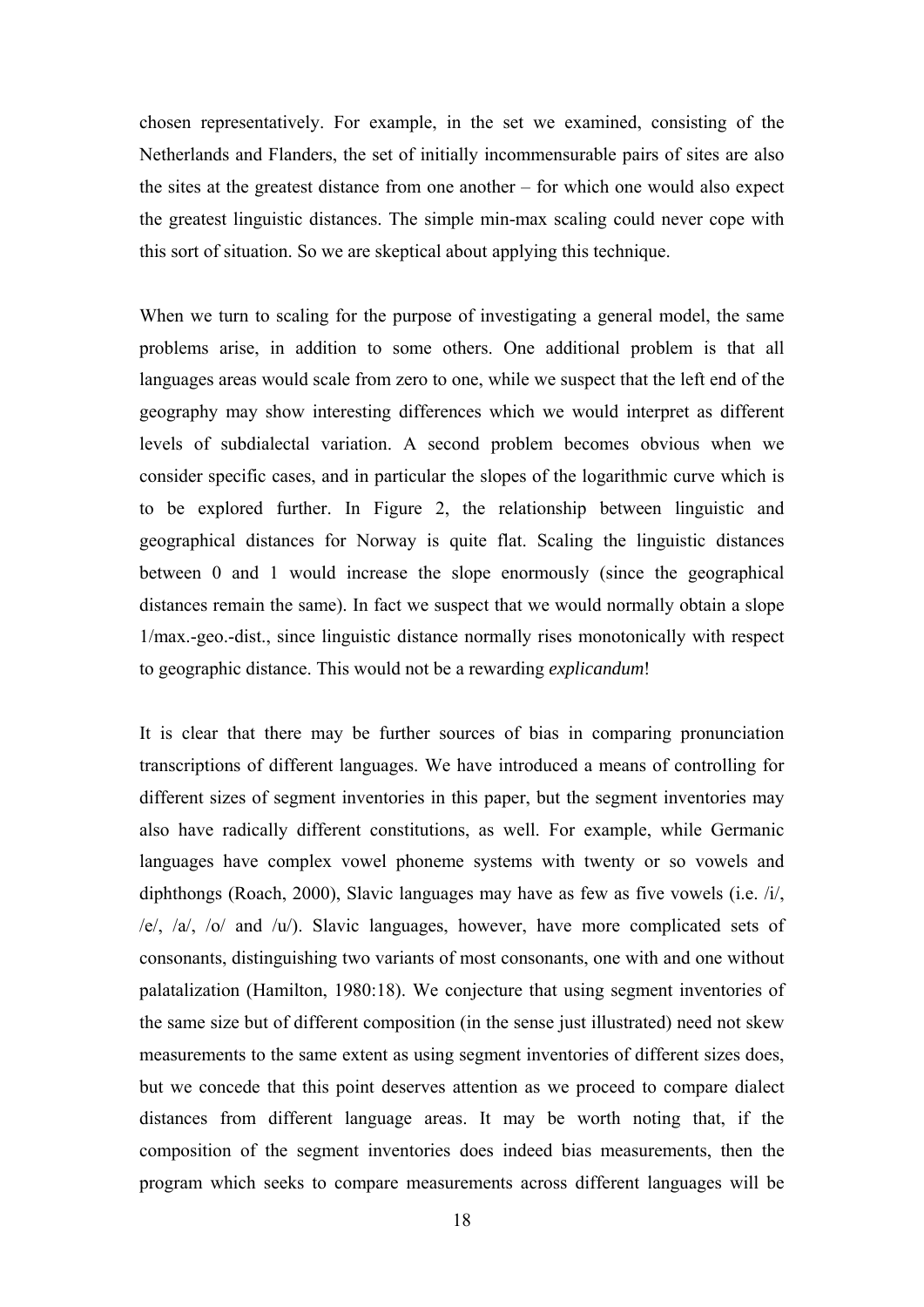chosen representatively. For example, in the set we examined, consisting of the Netherlands and Flanders, the set of initially incommensurable pairs of sites are also the sites at the greatest distance from one another – for which one would also expect the greatest linguistic distances. The simple min-max scaling could never cope with this sort of situation. So we are skeptical about applying this technique.

When we turn to scaling for the purpose of investigating a general model, the same problems arise, in addition to some others. One additional problem is that all languages areas would scale from zero to one, while we suspect that the left end of the geography may show interesting differences which we would interpret as different levels of subdialectal variation. A second problem becomes obvious when we consider specific cases, and in particular the slopes of the logarithmic curve which is to be explored further. In Figure 2, the relationship between linguistic and geographical distances for Norway is quite flat. Scaling the linguistic distances between 0 and 1 would increase the slope enormously (since the geographical distances remain the same). In fact we suspect that we would normally obtain a slope 1/max.-geo.-dist., since linguistic distance normally rises monotonically with respect to geographic distance. This would not be a rewarding *explicandum*!

It is clear that there may be further sources of bias in comparing pronunciation transcriptions of different languages. We have introduced a means of controlling for different sizes of segment inventories in this paper, but the segment inventories may also have radically different constitutions, as well. For example, while Germanic languages have complex vowel phoneme systems with twenty or so vowels and diphthongs (Roach, 2000), Slavic languages may have as few as five vowels (i.e. /i/, /e/, /a/, /o/ and /u/). Slavic languages, however, have more complicated sets of consonants, distinguishing two variants of most consonants, one with and one without palatalization (Hamilton, 1980:18). We conjecture that using segment inventories of the same size but of different composition (in the sense just illustrated) need not skew measurements to the same extent as using segment inventories of different sizes does, but we concede that this point deserves attention as we proceed to compare dialect distances from different language areas. It may be worth noting that, if the composition of the segment inventories does indeed bias measurements, then the program which seeks to compare measurements across different languages will be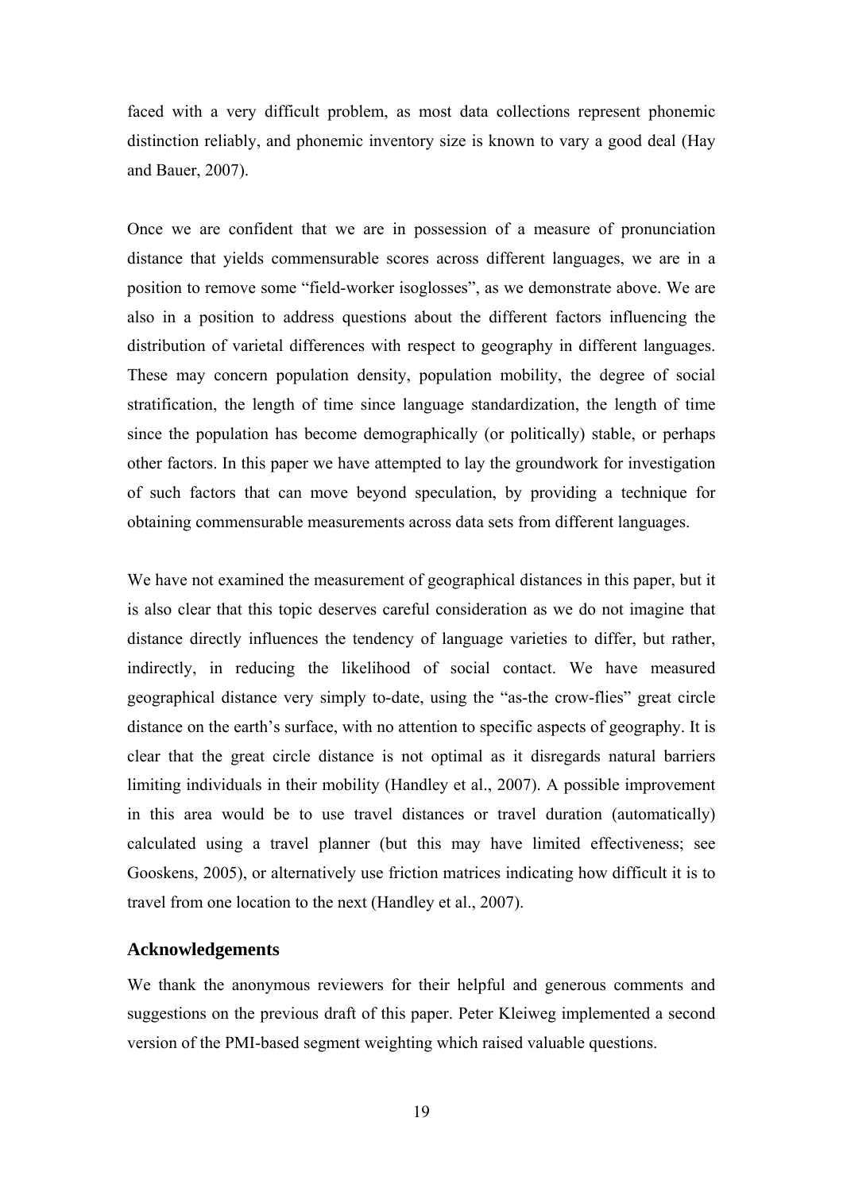faced with a very difficult problem, as most data collections represent phonemic distinction reliably, and phonemic inventory size is known to vary a good deal (Hay and Bauer, 2007).

Once we are confident that we are in possession of a measure of pronunciation distance that yields commensurable scores across different languages, we are in a position to remove some "field-worker isoglosses", as we demonstrate above. We are also in a position to address questions about the different factors influencing the distribution of varietal differences with respect to geography in different languages. These may concern population density, population mobility, the degree of social stratification, the length of time since language standardization, the length of time since the population has become demographically (or politically) stable, or perhaps other factors. In this paper we have attempted to lay the groundwork for investigation of such factors that can move beyond speculation, by providing a technique for obtaining commensurable measurements across data sets from different languages.

We have not examined the measurement of geographical distances in this paper, but it is also clear that this topic deserves careful consideration as we do not imagine that distance directly influences the tendency of language varieties to differ, but rather, indirectly, in reducing the likelihood of social contact. We have measured geographical distance very simply to-date, using the "as-the crow-flies" great circle distance on the earth's surface, with no attention to specific aspects of geography. It is clear that the great circle distance is not optimal as it disregards natural barriers limiting individuals in their mobility (Handley et al., 2007). A possible improvement in this area would be to use travel distances or travel duration (automatically) calculated using a travel planner (but this may have limited effectiveness; see Gooskens, 2005), or alternatively use friction matrices indicating how difficult it is to travel from one location to the next (Handley et al., 2007).

## Acknowledgements

We thank the anonymous reviewers for their helpful and generous comments and suggestions on the previous draft of this paper. Peter Kleiweg implemented a second version of the PMI-based segment weighting which raised valuable questions.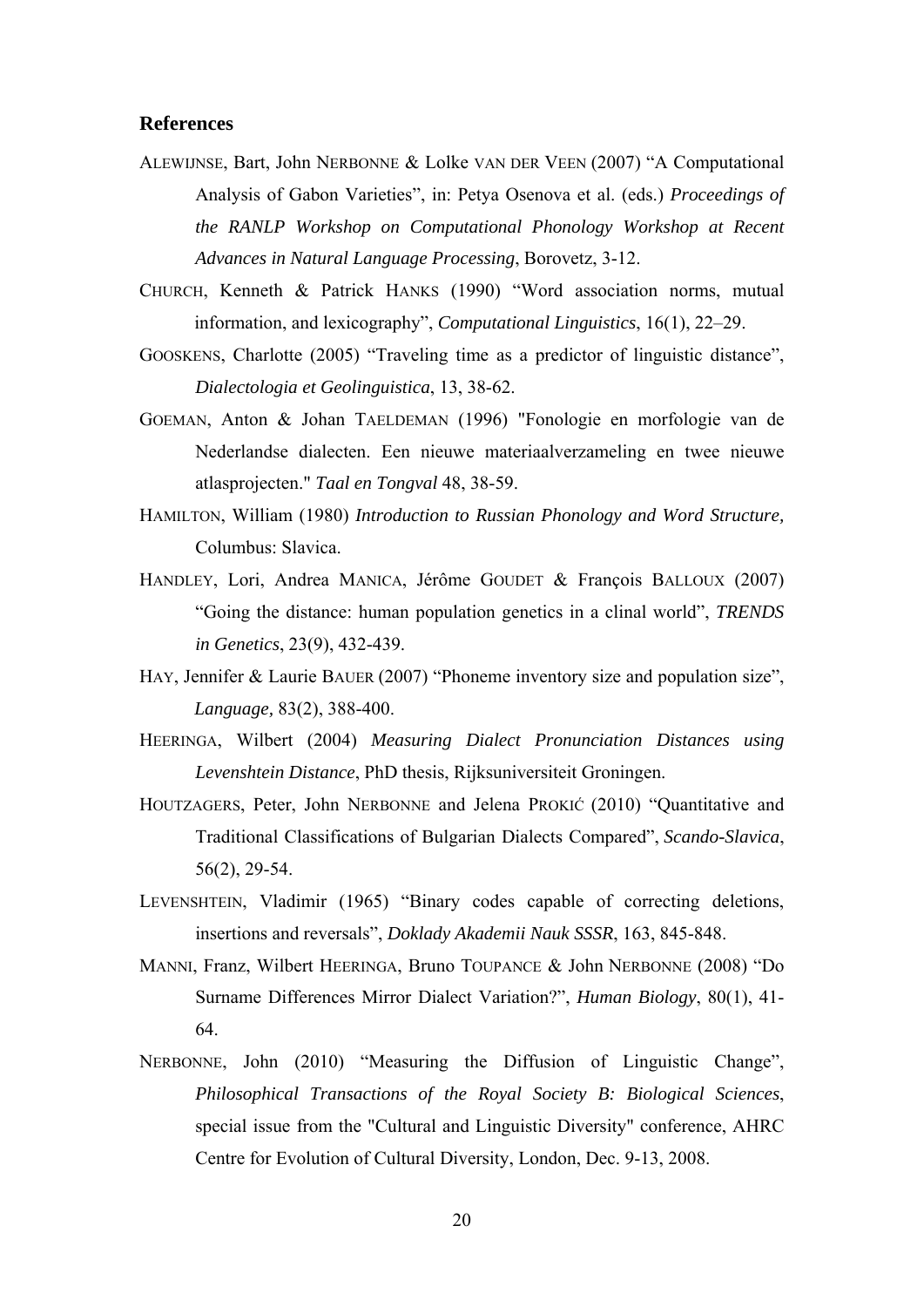## References

ALEWIJNSE, Bart, John NERBONNE & Lolke VAN DER VEEN (2007) "A Computational Analysis of Gabon Varieties", in: Petya Osenova et al. (eds.) *Proceedings of the RANLP Workshop on Computational Phonology Workshop at Recent Advances in Natural Language Processing*, Borovetz, 3-12.

CHURCH, Kenneth & Patrick HANKS (1990) "Word association norms, mutual information, and lexicography", *Computational Linguistics*, 16(1), 22–29.

GOOSKENS, Charlotte (2005) "Traveling time as a predictor of linguistic distance", *Dialectologia et Geolinguistica*, 13, 38-62.

GOEMAN, Anton & Johan TAELDEMAN (1996) "Fonologie en morfologie van de Nederlandse dialecten. Een nieuwe materiaalverzameling en twee nieuwe atlasprojecten." *Taal en Tongval* 48, 38-59.

HAMILTON, William (1980) *Introduction to Russian Phonology and Word Structure,* Columbus: Slavica.

HANDLEY, Lori, Andrea MANICA, Jérôme GOUDET & François BALLOUX (2007) "Going the distance: human population genetics in a clinal world", *TRENDS in Genetics*, 23(9), 432-439.

HAY, Jennifer & Laurie BAUER (2007) "Phoneme inventory size and population size", *Language,* 83(2), 388-400.

HEERINGA, Wilbert (2004) *Measuring Dialect Pronunciation Distances using Levenshtein Distance*, PhD thesis, Rijksuniversiteit Groningen.

HOUTZAGERS, Peter, John NERBONNE and Jelena PROKIĆ (2010) "Quantitative and Traditional Classifications of Bulgarian Dialects Compared", *Scando-Slavica*, 56(2), 29-54.

LEVENSHTEIN, Vladimir (1965) "Binary codes capable of correcting deletions, insertions and reversals", *Doklady Akademii Nauk SSSR*, 163, 845-848.

MANNI, Franz, Wilbert HEERINGA, Bruno TOUPANCE & John NERBONNE (2008) "Do Surname Differences Mirror Dialect Variation?", *Human Biology*, 80(1), 41-64.

NERBONNE, John (2010) "Measuring the Diffusion of Linguistic Change", *Philosophical Transactions of the Royal Society B: Biological Sciences*, special issue from the "Cultural and Linguistic Diversity" conference, AHRC Centre for Evolution of Cultural Diversity, London, Dec. 9-13, 2008.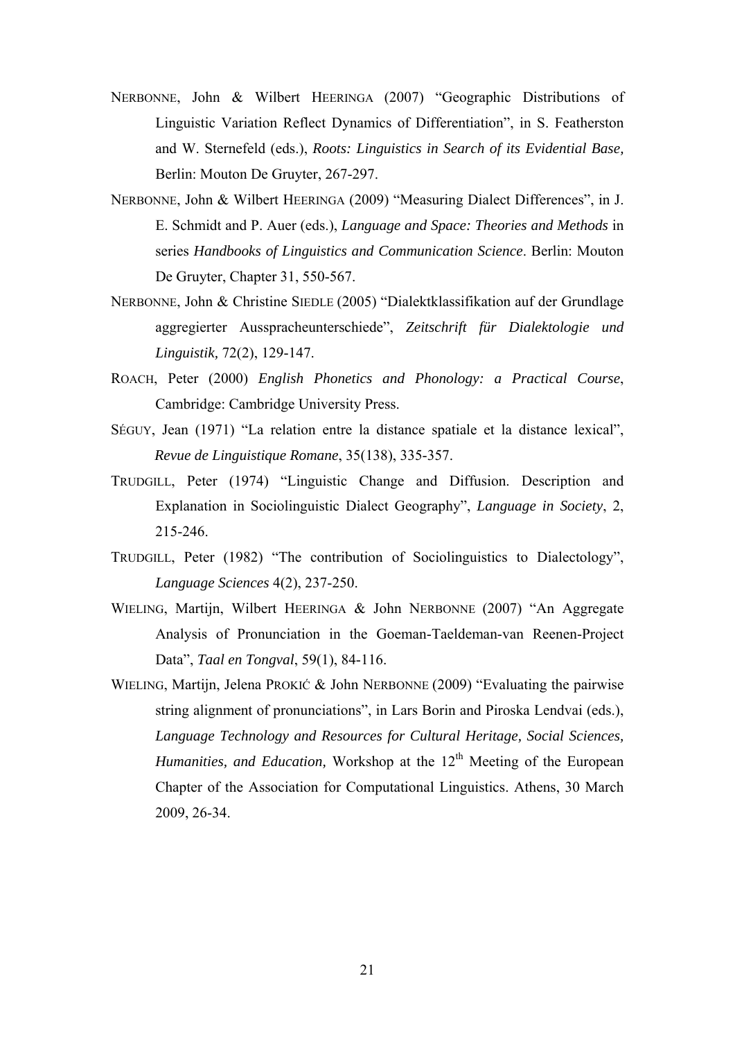NERBONNE, John & Wilbert HEERINGA (2007) "Geographic Distributions of Linguistic Variation Reflect Dynamics of Differentiation", in S. Featherston and W. Sternefeld (eds.), *Roots: Linguistics in Search of its Evidential Base,* Berlin: Mouton De Gruyter, 267-297.

NERBONNE, John & Wilbert HEERINGA (2009) "Measuring Dialect Differences", in J. E. Schmidt and P. Auer (eds.), *Language and Space: Theories and Methods* in series *Handbooks of Linguistics and Communication Science*. Berlin: Mouton De Gruyter, Chapter 31, 550-567.

NERBONNE, John & Christine SIEDLE (2005) "Dialektklassifikation auf der Grundlage aggregierter Ausspracheunterschiede", *Zeitschrift für Dialektologie und Linguistik,* 72(2), 129-147.

ROACH, Peter (2000) *English Phonetics and Phonology: a Practical Course*, Cambridge: Cambridge University Press.

SÉGUY, Jean (1971) "La relation entre la distance spatiale et la distance lexical", *Revue de Linguistique Romane*, 35(138), 335-357.

TRUDGILL, Peter (1974) "Linguistic Change and Diffusion. Description and Explanation in Sociolinguistic Dialect Geography", *Language in Society*, 2, 215-246.

TRUDGILL, Peter (1982) "The contribution of Sociolinguistics to Dialectology", *Language Sciences* 4(2), 237-250.

WIELING, Martijn, Wilbert HEERINGA & John NERBONNE (2007) "An Aggregate Analysis of Pronunciation in the Goeman-Taeldeman-van Reenen-Project Data", *Taal en Tongval*, 59(1), 84-116.

WIELING, Martijn, Jelena PROKIĆ & John NERBONNE (2009) "Evaluating the pairwise string alignment of pronunciations", in Lars Borin and Piroska Lendvai (eds.), *Language Technology and Resources for Cultural Heritage, Social Sciences, Humanities, and Education,* Workshop at the 12th Meeting of the European Chapter of the Association for Computational Linguistics. Athens, 30 March 2009, 26-34.